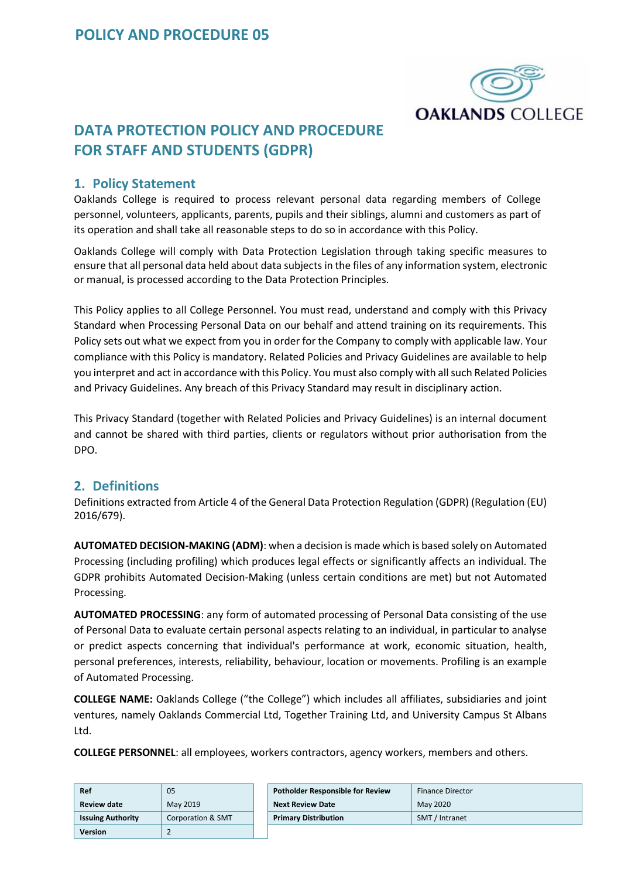# POLICY AND PROCEDURE 05

# DATA PROTECTION POLICY AND PROCEDURE FOR STAFF AND STUDENTS (GDPR)

## 1. Policy Statement

Oaklands College is required to process relevant personal data regarding members of College personnel, volunteers, applicants, parents, pupils and their siblings, alumni and customers as part of its operation and shall take all reasonable steps to do so in accordance with this Policy.

Oaklands College will comply with Data Protection Legislation through taking specific measures to ensure that all personal data held about data subjects in the files of any information system, electronic or manual, is processed according to the Data Protection Principles.

This Policy applies to all College Personnel. You must read, understand and comply with this Privacy Standard when Processing Personal Data on our behalf and attend training on its requirements. This Policy sets out what we expect from you in order for the Company to comply with applicable law. Your compliance with this Policy is mandatory. Related Policies and Privacy Guidelines are available to help you interpret and act in accordance with this Policy. You must also comply with all such Related Policies and Privacy Guidelines. Any breach of this Privacy Standard may result in disciplinary action.

This Privacy Standard (together with Related Policies and Privacy Guidelines) is an internal document and cannot be shared with third parties, clients or regulators without prior authorisation from the DPO.

## 2. Definitions

Definitions extracted from Article 4 of the General Data Protection Regulation (GDPR) (Regulation (EU) 2016/679).

**AUTOMATED DECISION-MAKING (ADM)**: when a decision is made which is based solely on Automated Processing (including profiling) which produces legal effects or significantly affects an individual. The GDPR prohibits Automated Decision-Making (unless certain conditions are met) but not Automated Processing.

**AUTOMATED PROCESSING**: any form of automated processing of Personal Data consisting of the use of Personal Data to evaluate certain personal aspects relating to an individual, in particular to analyse or predict aspects concerning that individual's performance at work, economic situation, health, personal preferences, interests, reliability, behaviour, location or movements. Profiling is an example of Automated Processing.

**COLLEGE NAME:** Oaklands College ("the College") which includes all affiliates, subsidiaries and joint ventures, namely Oaklands Commercial Ltd, Together Training Ltd, and University Campus St Albans Ltd.

**COLLEGE PERSONNEL**: all employees, workers contractors, agency workers, members and others.

| Ref | 05 |
|---|---|
| Review date | May 2019 |
| Issuing Authority | Corporation & SMT |
| Version | 2 |

| Potholder Responsible for Review | Finance Director |
|---|---|
| Next Review Date | May 2020 |
| Primary Distribution | SMT / Intranet |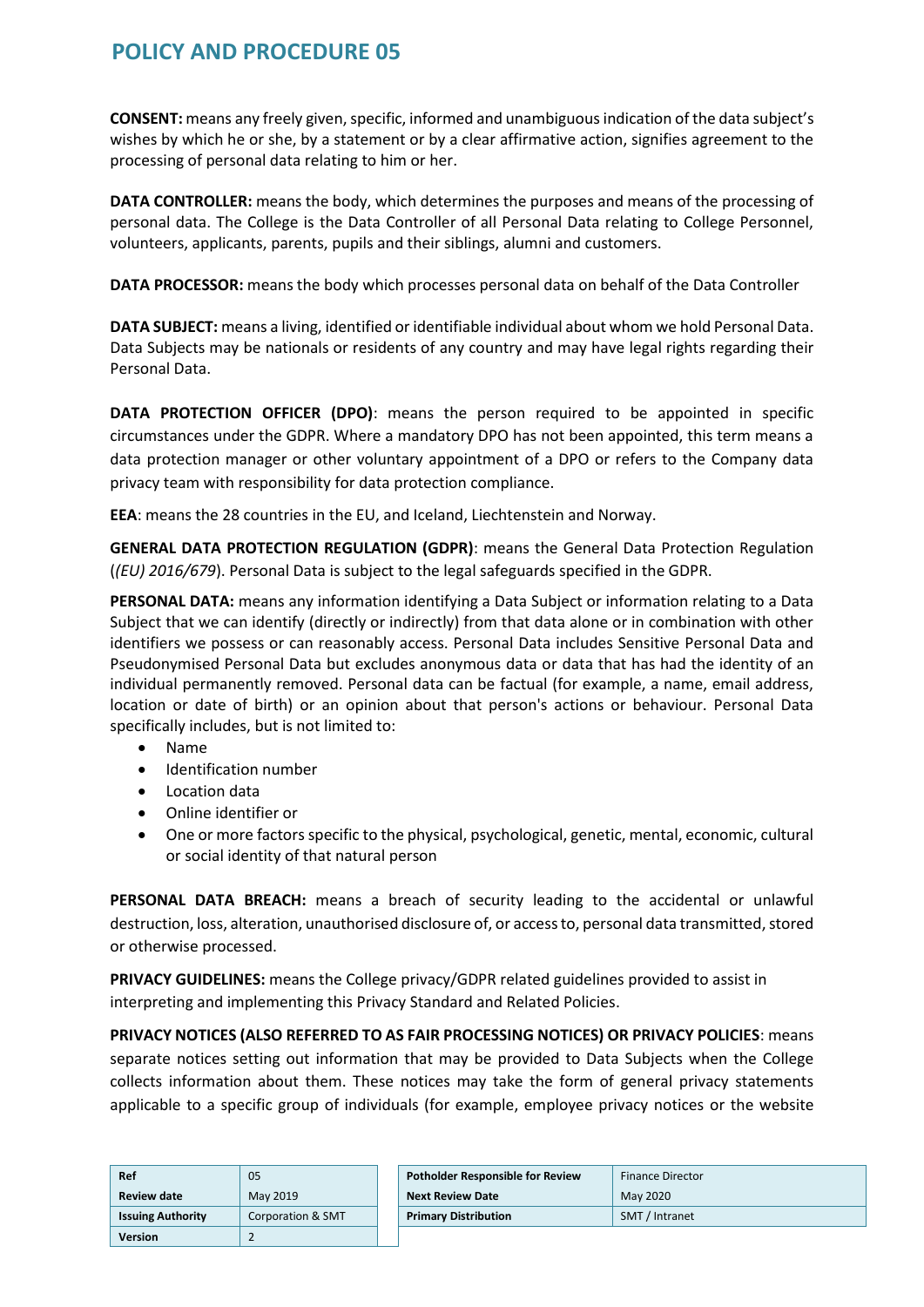**CONSENT:** means any freely given, specific, informed and unambiguous indication of the data subject's wishes by which he or she, by a statement or by a clear affirmative action, signifies agreement to the processing of personal data relating to him or her.

**DATA CONTROLLER:** means the body, which determines the purposes and means of the processing of personal data. The College is the Data Controller of all Personal Data relating to College Personnel, volunteers, applicants, parents, pupils and their siblings, alumni and customers.

**DATA PROCESSOR:** means the body which processes personal data on behalf of the Data Controller

**DATA SUBJECT:** means a living, identified or identifiable individual about whom we hold Personal Data. Data Subjects may be nationals or residents of any country and may have legal rights regarding their Personal Data.

**DATA PROTECTION OFFICER (DPO)**: means the person required to be appointed in specific circumstances under the GDPR. Where a mandatory DPO has not been appointed, this term means a data protection manager or other voluntary appointment of a DPO or refers to the Company data privacy team with responsibility for data protection compliance.

**EEA**: means the 28 countries in the EU, and Iceland, Liechtenstein and Norway.

**GENERAL DATA PROTECTION REGULATION (GDPR)**: means the General Data Protection Regulation (*(EU) 2016/679*). Personal Data is subject to the legal safeguards specified in the GDPR.

**PERSONAL DATA:** means any information identifying a Data Subject or information relating to a Data Subject that we can identify (directly or indirectly) from that data alone or in combination with other identifiers we possess or can reasonably access. Personal Data includes Sensitive Personal Data and Pseudonymised Personal Data but excludes anonymous data or data that has had the identity of an individual permanently removed. Personal data can be factual (for example, a name, email address, location or date of birth) or an opinion about that person's actions or behaviour. Personal Data specifically includes, but is not limited to:

- Name
- Identification number
- Location data
- Online identifier or
- One or more factors specific to the physical, psychological, genetic, mental, economic, cultural or social identity of that natural person

**PERSONAL DATA BREACH:** means a breach of security leading to the accidental or unlawful destruction, loss, alteration, unauthorised disclosure of, or access to, personal data transmitted, stored or otherwise processed.

**PRIVACY GUIDELINES:** means the College privacy/GDPR related guidelines provided to assist in interpreting and implementing this Privacy Standard and Related Policies.

**PRIVACY NOTICES (ALSO REFERRED TO AS FAIR PROCESSING NOTICES) OR PRIVACY POLICIES**: means separate notices setting out information that may be provided to Data Subjects when the College collects information about them. These notices may take the form of general privacy statements applicable to a specific group of individuals (for example, employee privacy notices or the website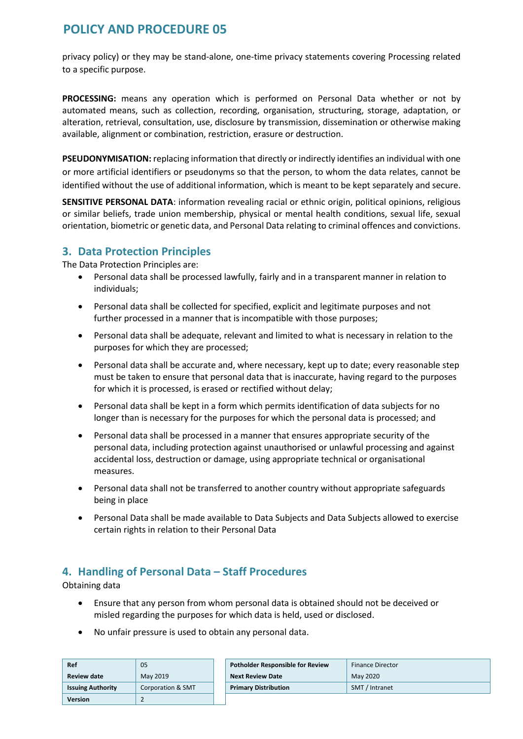privacy policy) or they may be stand-alone, one-time privacy statements covering Processing related to a specific purpose.

**PROCESSING:** means any operation which is performed on Personal Data whether or not by automated means, such as collection, recording, organisation, structuring, storage, adaptation, or alteration, retrieval, consultation, use, disclosure by transmission, dissemination or otherwise making available, alignment or combination, restriction, erasure or destruction.

**PSEUDONYMISATION:** replacing information that directly or indirectly identifies an individual with one or more artificial identifiers or pseudonyms so that the person, to whom the data relates, cannot be identified without the use of additional information, which is meant to be kept separately and secure.

**SENSITIVE PERSONAL DATA**: information revealing racial or ethnic origin, political opinions, religious or similar beliefs, trade union membership, physical or mental health conditions, sexual life, sexual orientation, biometric or genetic data, and Personal Data relating to criminal offences and convictions.

## 3. Data Protection Principles

The Data Protection Principles are:

- Personal data shall be processed lawfully, fairly and in a transparent manner in relation to individuals;
- Personal data shall be collected for specified, explicit and legitimate purposes and not further processed in a manner that is incompatible with those purposes;
- Personal data shall be adequate, relevant and limited to what is necessary in relation to the purposes for which they are processed;
- Personal data shall be accurate and, where necessary, kept up to date; every reasonable step must be taken to ensure that personal data that is inaccurate, having regard to the purposes for which it is processed, is erased or rectified without delay;
- Personal data shall be kept in a form which permits identification of data subjects for no longer than is necessary for the purposes for which the personal data is processed; and
- Personal data shall be processed in a manner that ensures appropriate security of the personal data, including protection against unauthorised or unlawful processing and against accidental loss, destruction or damage, using appropriate technical or organisational measures.
- Personal data shall not be transferred to another country without appropriate safeguards being in place
- Personal Data shall be made available to Data Subjects and Data Subjects allowed to exercise certain rights in relation to their Personal Data

## 4. Handling of Personal Data – Staff Procedures

Obtaining data

- Ensure that any person from whom personal data is obtained should not be deceived or misled regarding the purposes for which data is held, used or disclosed.
- No unfair pressure is used to obtain any personal data.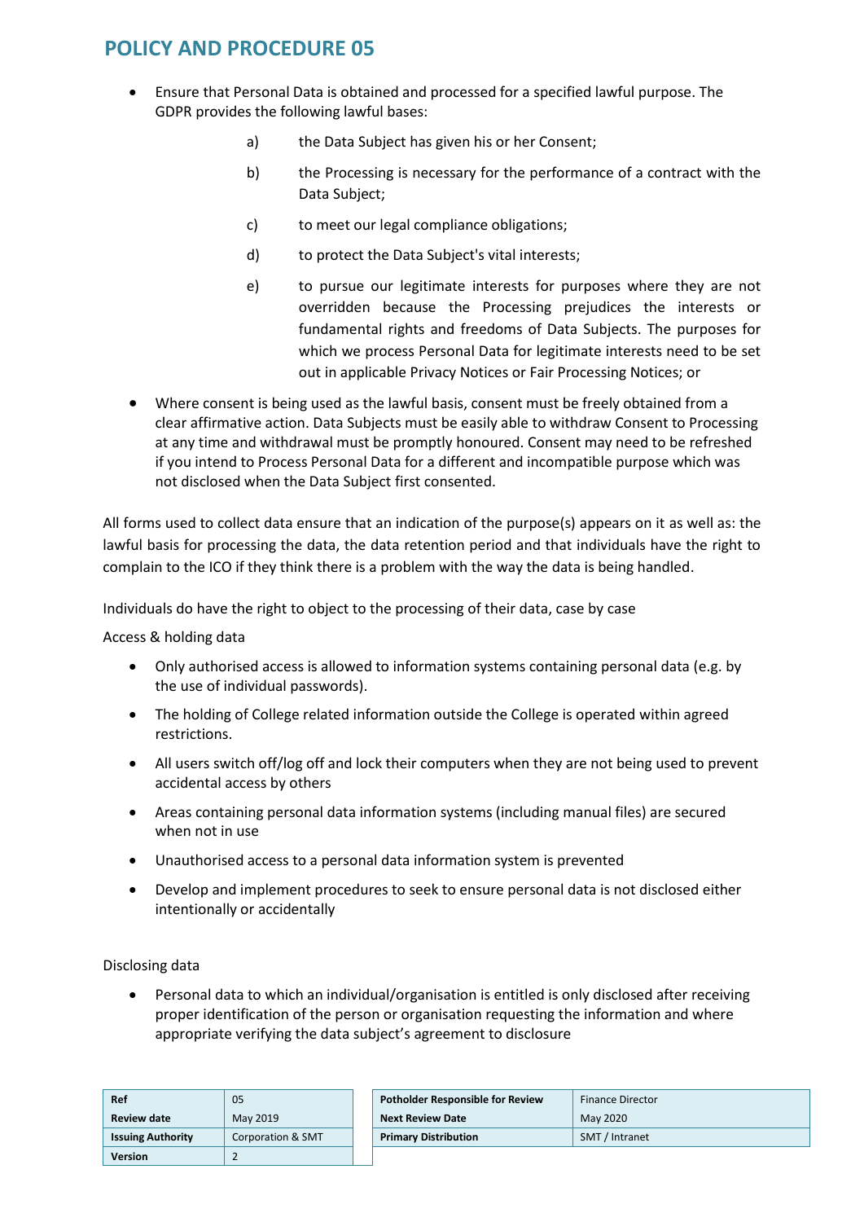- Ensure that Personal Data is obtained and processed for a specified lawful purpose. The GDPR provides the following lawful bases:

  a) the Data Subject has given his or her Consent;

  b) the Processing is necessary for the performance of a contract with the Data Subject;

  c) to meet our legal compliance obligations;

  d) to protect the Data Subject's vital interests;

  e) to pursue our legitimate interests for purposes where they are not overridden because the Processing prejudices the interests or fundamental rights and freedoms of Data Subjects. The purposes for which we process Personal Data for legitimate interests need to be set out in applicable Privacy Notices or Fair Processing Notices; or

- Where consent is being used as the lawful basis, consent must be freely obtained from a clear affirmative action. Data Subjects must be easily able to withdraw Consent to Processing at any time and withdrawal must be promptly honoured. Consent may need to be refreshed if you intend to Process Personal Data for a different and incompatible purpose which was not disclosed when the Data Subject first consented.

All forms used to collect data ensure that an indication of the purpose(s) appears on it as well as: the lawful basis for processing the data, the data retention period and that individuals have the right to complain to the ICO if they think there is a problem with the way the data is being handled.

Individuals do have the right to object to the processing of their data, case by case

Access & holding data

- Only authorised access is allowed to information systems containing personal data (e.g. by the use of individual passwords).
- The holding of College related information outside the College is operated within agreed restrictions.
- All users switch off/log off and lock their computers when they are not being used to prevent accidental access by others
- Areas containing personal data information systems (including manual files) are secured when not in use
- Unauthorised access to a personal data information system is prevented
- Develop and implement procedures to seek to ensure personal data is not disclosed either intentionally or accidentally

Disclosing data

- Personal data to which an individual/organisation is entitled is only disclosed after receiving proper identification of the person or organisation requesting the information and where appropriate verifying the data subject's agreement to disclosure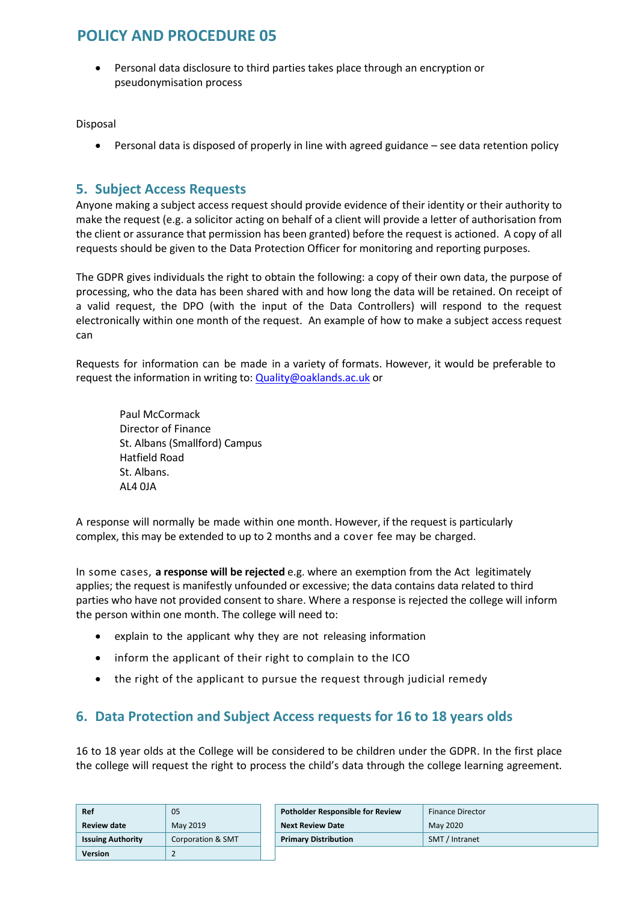- Personal data disclosure to third parties takes place through an encryption or pseudonymisation process

Disposal

- Personal data is disposed of properly in line with agreed guidance – see data retention policy

## 5. Subject Access Requests

Anyone making a subject access request should provide evidence of their identity or their authority to make the request (e.g. a solicitor acting on behalf of a client will provide a letter of authorisation from the client or assurance that permission has been granted) before the request is actioned. A copy of all requests should be given to the Data Protection Officer for monitoring and reporting purposes.

The GDPR gives individuals the right to obtain the following: a copy of their own data, the purpose of processing, who the data has been shared with and how long the data will be retained. On receipt of a valid request, the DPO (with the input of the Data Controllers) will respond to the request electronically within one month of the request. An example of how to make a subject access request can

Requests for information can be made in a variety of formats. However, it would be preferable to request the information in writing to: Quality@oaklands.ac.uk or

> Paul McCormack
> Director of Finance
> St. Albans (Smallford) Campus
> Hatfield Road
> St. Albans.
> AL4 0JA

A response will normally be made within one month. However, if the request is particularly complex, this may be extended to up to 2 months and a cover fee may be charged.

In some cases, **a response will be rejected** e.g. where an exemption from the Act legitimately applies; the request is manifestly unfounded or excessive; the data contains data related to third parties who have not provided consent to share. Where a response is rejected the college will inform the person within one month. The college will need to:

- explain to the applicant why they are not releasing information
- inform the applicant of their right to complain to the ICO
- the right of the applicant to pursue the request through judicial remedy

## 6. Data Protection and Subject Access requests for 16 to 18 years olds

16 to 18 year olds at the College will be considered to be children under the GDPR. In the first place the college will request the right to process the child's data through the college learning agreement.

| Ref | 05 | Potholder Responsible for Review | Finance Director |
|---|---|---|---|
| Review date | May 2019 | Next Review Date | May 2020 |
| Issuing Authority | Corporation & SMT | Primary Distribution | SMT / Intranet |
| Version | 2 | | |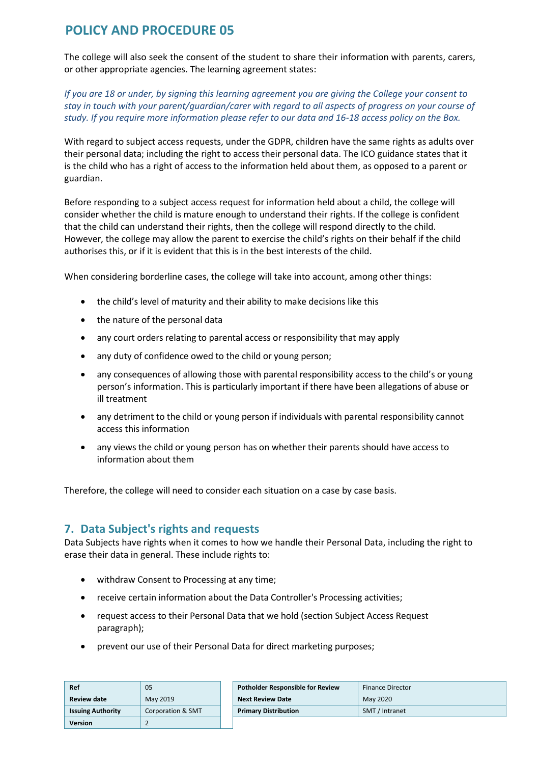The college will also seek the consent of the student to share their information with parents, carers, or other appropriate agencies. The learning agreement states:

*If you are 18 or under, by signing this learning agreement you are giving the College your consent to stay in touch with your parent/guardian/carer with regard to all aspects of progress on your course of study. If you require more information please refer to our data and 16-18 access policy on the Box.*

With regard to subject access requests, under the GDPR, children have the same rights as adults over their personal data; including the right to access their personal data. The ICO guidance states that it is the child who has a right of access to the information held about them, as opposed to a parent or guardian.

Before responding to a subject access request for information held about a child, the college will consider whether the child is mature enough to understand their rights. If the college is confident that the child can understand their rights, then the college will respond directly to the child. However, the college may allow the parent to exercise the child's rights on their behalf if the child authorises this, or if it is evident that this is in the best interests of the child.

When considering borderline cases, the college will take into account, among other things:

- the child's level of maturity and their ability to make decisions like this
- the nature of the personal data
- any court orders relating to parental access or responsibility that may apply
- any duty of confidence owed to the child or young person;
- any consequences of allowing those with parental responsibility access to the child's or young person's information. This is particularly important if there have been allegations of abuse or ill treatment
- any detriment to the child or young person if individuals with parental responsibility cannot access this information
- any views the child or young person has on whether their parents should have access to information about them

Therefore, the college will need to consider each situation on a case by case basis.

## 7. Data Subject's rights and requests

Data Subjects have rights when it comes to how we handle their Personal Data, including the right to erase their data in general. These include rights to:

- withdraw Consent to Processing at any time;
- receive certain information about the Data Controller's Processing activities;
- request access to their Personal Data that we hold (section Subject Access Request paragraph);
- prevent our use of their Personal Data for direct marketing purposes;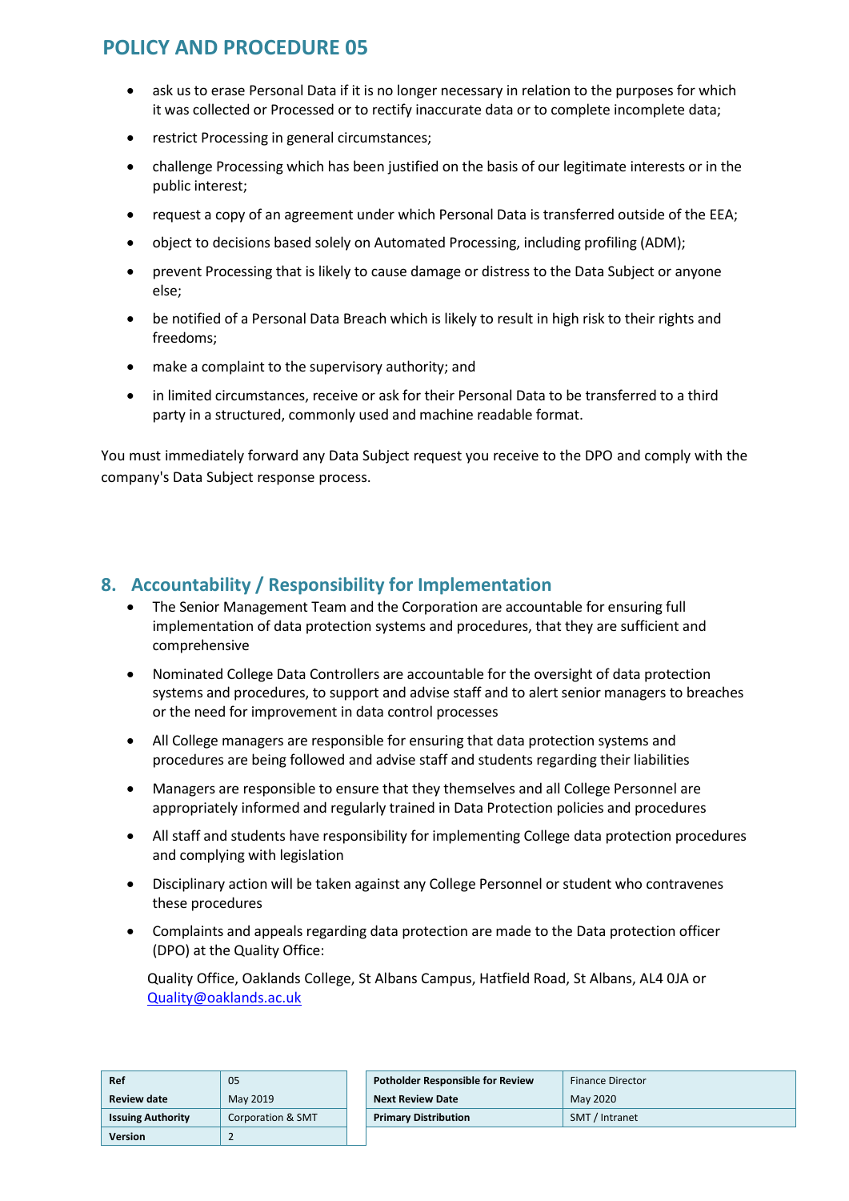- ask us to erase Personal Data if it is no longer necessary in relation to the purposes for which it was collected or Processed or to rectify inaccurate data or to complete incomplete data;
- restrict Processing in general circumstances;
- challenge Processing which has been justified on the basis of our legitimate interests or in the public interest;
- request a copy of an agreement under which Personal Data is transferred outside of the EEA;
- object to decisions based solely on Automated Processing, including profiling (ADM);
- prevent Processing that is likely to cause damage or distress to the Data Subject or anyone else;
- be notified of a Personal Data Breach which is likely to result in high risk to their rights and freedoms;
- make a complaint to the supervisory authority; and
- in limited circumstances, receive or ask for their Personal Data to be transferred to a third party in a structured, commonly used and machine readable format.

You must immediately forward any Data Subject request you receive to the DPO and comply with the company's Data Subject response process.

## 8. Accountability / Responsibility for Implementation

- The Senior Management Team and the Corporation are accountable for ensuring full implementation of data protection systems and procedures, that they are sufficient and comprehensive
- Nominated College Data Controllers are accountable for the oversight of data protection systems and procedures, to support and advise staff and to alert senior managers to breaches or the need for improvement in data control processes
- All College managers are responsible for ensuring that data protection systems and procedures are being followed and advise staff and students regarding their liabilities
- Managers are responsible to ensure that they themselves and all College Personnel are appropriately informed and regularly trained in Data Protection policies and procedures
- All staff and students have responsibility for implementing College data protection procedures and complying with legislation
- Disciplinary action will be taken against any College Personnel or student who contravenes these procedures
- Complaints and appeals regarding data protection are made to the Data protection officer (DPO) at the Quality Office:

  Quality Office, Oaklands College, St Albans Campus, Hatfield Road, St Albans, AL4 0JA or Quality@oaklands.ac.uk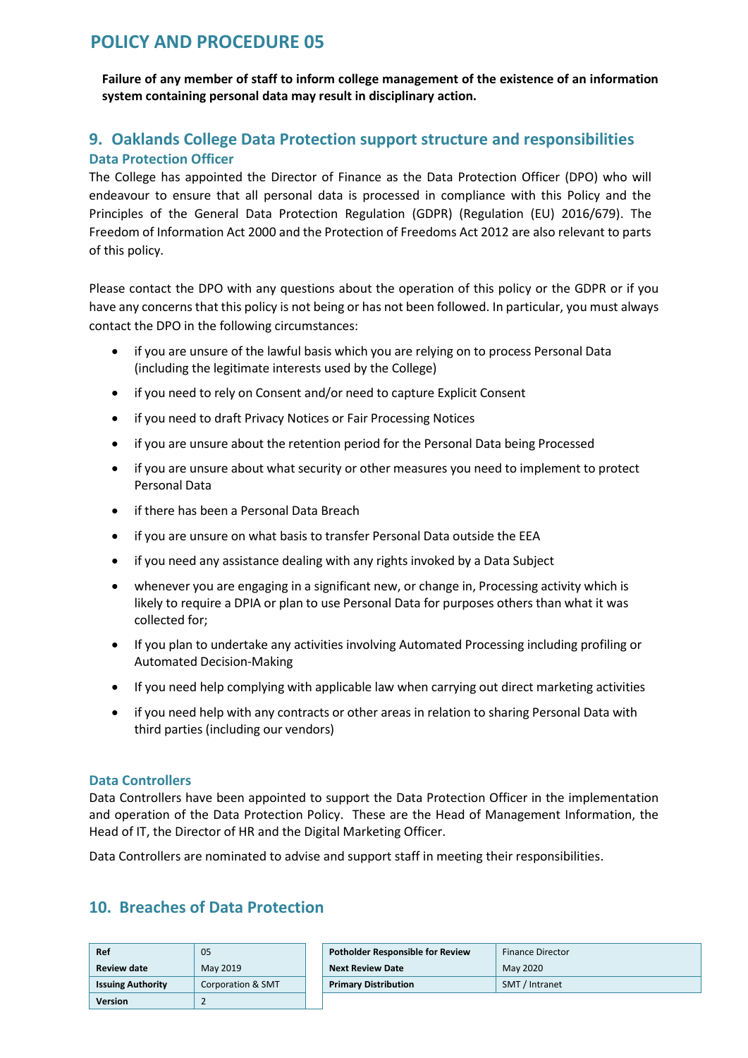**Failure of any member of staff to inform college management of the existence of an information system containing personal data may result in disciplinary action.**

## 9. Oaklands College Data Protection support structure and responsibilities

### Data Protection Officer

The College has appointed the Director of Finance as the Data Protection Officer (DPO) who will endeavour to ensure that all personal data is processed in compliance with this Policy and the Principles of the General Data Protection Regulation (GDPR) (Regulation (EU) 2016/679). The Freedom of Information Act 2000 and the Protection of Freedoms Act 2012 are also relevant to parts of this policy.

Please contact the DPO with any questions about the operation of this policy or the GDPR or if you have any concerns that this policy is not being or has not been followed. In particular, you must always contact the DPO in the following circumstances:

- if you are unsure of the lawful basis which you are relying on to process Personal Data (including the legitimate interests used by the College)
- if you need to rely on Consent and/or need to capture Explicit Consent
- if you need to draft Privacy Notices or Fair Processing Notices
- if you are unsure about the retention period for the Personal Data being Processed
- if you are unsure about what security or other measures you need to implement to protect Personal Data
- if there has been a Personal Data Breach
- if you are unsure on what basis to transfer Personal Data outside the EEA
- if you need any assistance dealing with any rights invoked by a Data Subject
- whenever you are engaging in a significant new, or change in, Processing activity which is likely to require a DPIA or plan to use Personal Data for purposes others than what it was collected for;
- If you plan to undertake any activities involving Automated Processing including profiling or Automated Decision-Making
- If you need help complying with applicable law when carrying out direct marketing activities
- if you need help with any contracts or other areas in relation to sharing Personal Data with third parties (including our vendors)

### Data Controllers

Data Controllers have been appointed to support the Data Protection Officer in the implementation and operation of the Data Protection Policy. These are the Head of Management Information, the Head of IT, the Director of HR and the Digital Marketing Officer.

Data Controllers are nominated to advise and support staff in meeting their responsibilities.

## 10. Breaches of Data Protection

| Ref | 05 | Potholder Responsible for Review | Finance Director |
|---|---|---|---|
| Review date | May 2019 | Next Review Date | May 2020 |
| Issuing Authority | Corporation & SMT | Primary Distribution | SMT / Intranet |
| Version | 2 | | |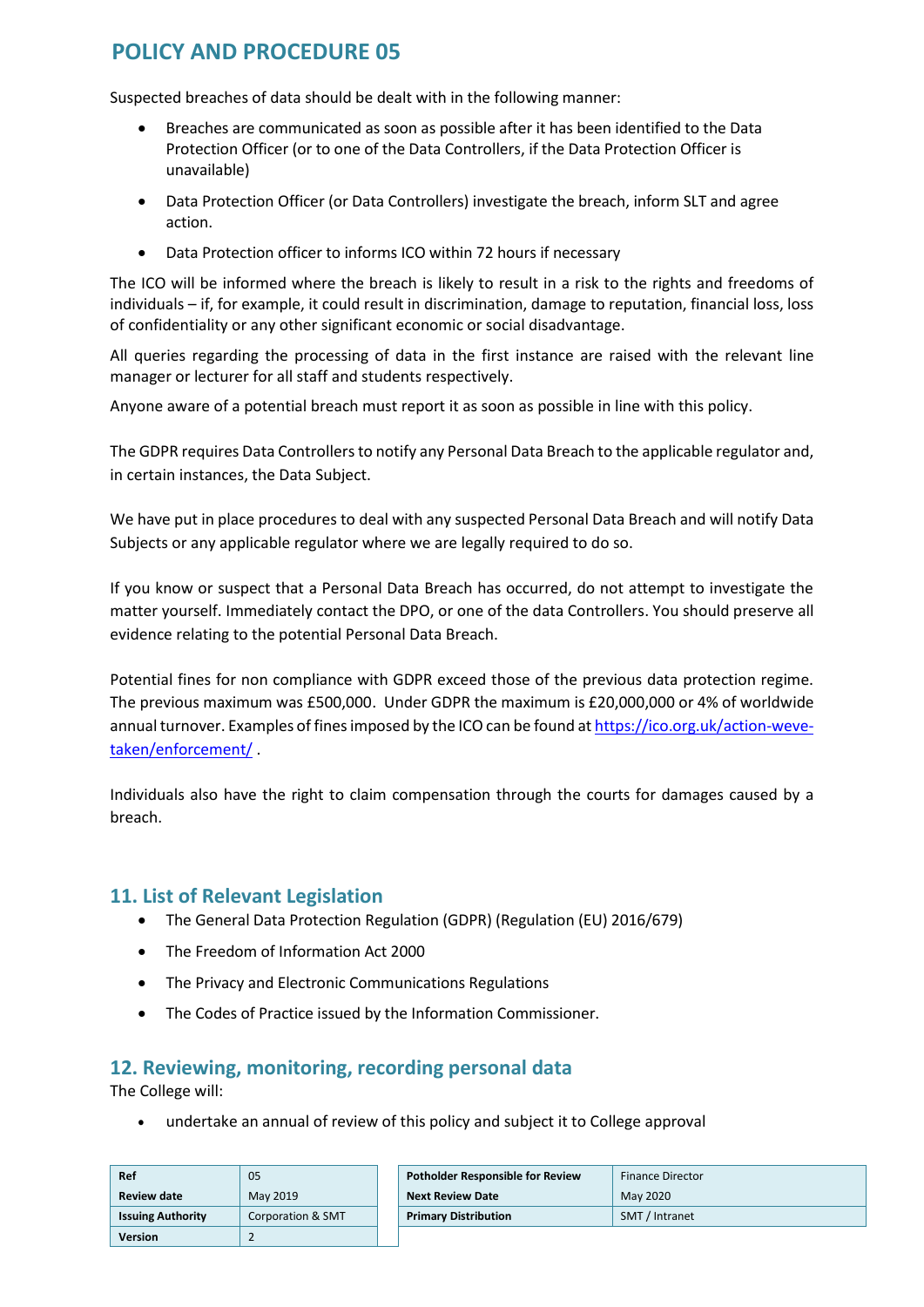# POLICY AND PROCEDURE 05

Suspected breaches of data should be dealt with in the following manner:

- Breaches are communicated as soon as possible after it has been identified to the Data Protection Officer (or to one of the Data Controllers, if the Data Protection Officer is unavailable)
- Data Protection Officer (or Data Controllers) investigate the breach, inform SLT and agree action.
- Data Protection officer to informs ICO within 72 hours if necessary

The ICO will be informed where the breach is likely to result in a risk to the rights and freedoms of individuals – if, for example, it could result in discrimination, damage to reputation, financial loss, loss of confidentiality or any other significant economic or social disadvantage.

All queries regarding the processing of data in the first instance are raised with the relevant line manager or lecturer for all staff and students respectively.

Anyone aware of a potential breach must report it as soon as possible in line with this policy.

The GDPR requires Data Controllers to notify any Personal Data Breach to the applicable regulator and, in certain instances, the Data Subject.

We have put in place procedures to deal with any suspected Personal Data Breach and will notify Data Subjects or any applicable regulator where we are legally required to do so.

If you know or suspect that a Personal Data Breach has occurred, do not attempt to investigate the matter yourself. Immediately contact the DPO, or one of the data Controllers. You should preserve all evidence relating to the potential Personal Data Breach.

Potential fines for non compliance with GDPR exceed those of the previous data protection regime. The previous maximum was £500,000. Under GDPR the maximum is £20,000,000 or 4% of worldwide annual turnover. Examples of fines imposed by the ICO can be found at https://ico.org.uk/action-weve-taken/enforcement/ .

Individuals also have the right to claim compensation through the courts for damages caused by a breach.

## 11. List of Relevant Legislation

- The General Data Protection Regulation (GDPR) (Regulation (EU) 2016/679)
- The Freedom of Information Act 2000
- The Privacy and Electronic Communications Regulations
- The Codes of Practice issued by the Information Commissioner.

## 12. Reviewing, monitoring, recording personal data

The College will:

- undertake an annual of review of this policy and subject it to College approval

| **Ref** | 05 |
|---|---|
| **Review date** | May 2019 |
| **Issuing Authority** | Corporation & SMT |
| **Version** | 2 |

| **Potholder Responsible for Review** | Finance Director |
|---|---|
| **Next Review Date** | May 2020 |
| **Primary Distribution** | SMT / Intranet |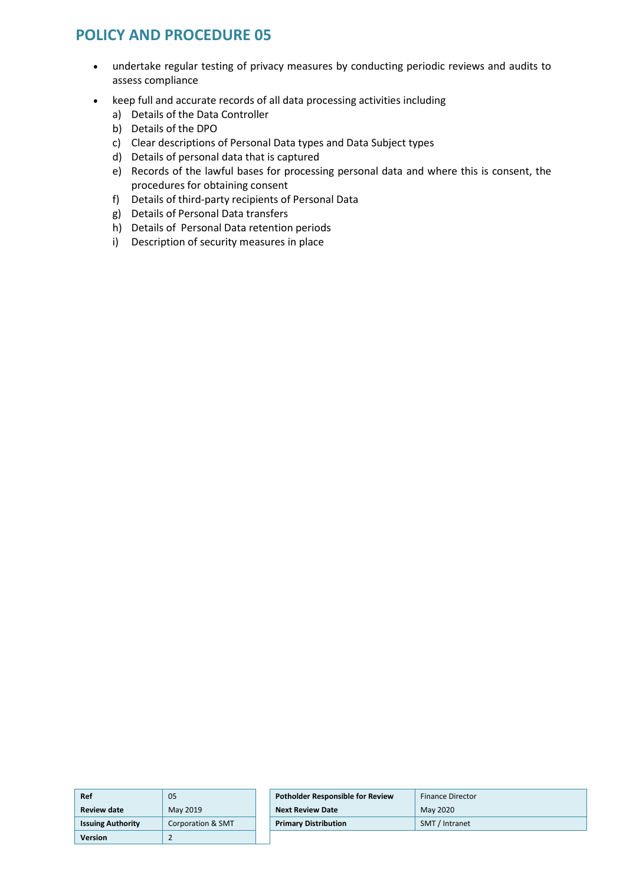- undertake regular testing of privacy measures by conducting periodic reviews and audits to assess compliance
- keep full and accurate records of all data processing activities including
  a) Details of the Data Controller
  b) Details of the DPO
  c) Clear descriptions of Personal Data types and Data Subject types
  d) Details of personal data that is captured
  e) Records of the lawful bases for processing personal data and where this is consent, the procedures for obtaining consent
  f) Details of third-party recipients of Personal Data
  g) Details of Personal Data transfers
  h) Details of Personal Data retention periods
  i) Description of security measures in place